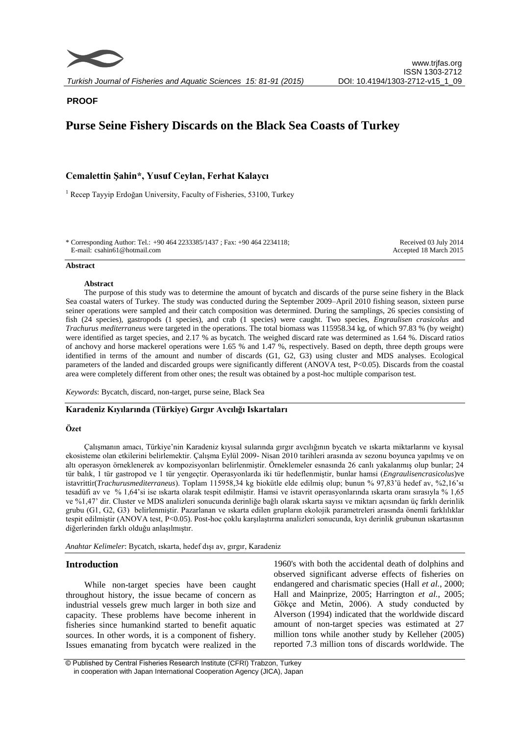**PROOF**

# Purse Seine Fishery Discards on the Black Sea Coasts of Turkey

**Cemalettin Şahin\*, Yusuf Ceylan, Ferhat Kalaycı**

[1] Recep Tayyip Erdoğan University, Faculty of Fisheries, 53100, Turkey

\* Corresponding Author: Tel.: +90 464 2233385/1437 ; Fax: +90 464 2234118;
E-mail: csahin61@hotmail.com

Received 03 July 2014
Accepted 18 March 2015

**Abstract**

**Abstract**

The purpose of this study was to determine the amount of bycatch and discards of the purse seine fishery in the Black Sea coastal waters of Turkey. The study was conducted during the September 2009–April 2010 fishing season, sixteen purse seiner operations were sampled and their catch composition was determined. During the samplings, 26 species consisting of fish (24 species), gastropods (1 species), and crab (1 species) were caught. Two species, *Engraulisen crasicolus* and *Trachurus mediterraneus* were targeted in the operations. The total biomass was 115958.34 kg, of which 97.83 % (by weight) were identified as target species, and 2.17 % as bycatch. The weighed discard rate was determined as 1.64 %. Discard ratios of anchovy and horse mackerel operations were 1.65 % and 1.47 %, respectively. Based on depth, three depth groups were identified in terms of the amount and number of discards (G1, G2, G3) using cluster and MDS analyses. Ecological parameters of the landed and discarded groups were significantly different (ANOVA test, $P<0.05$). Discards from the coastal area were completely different from other ones; the result was obtained by a post-hoc multiple comparison test.

*Keywords*: Bycatch, discard, non-target, purse seine, Black Sea

**Karadeniz Kıyılarında (Türkiye) Gırgır Avcılığı Iskartaları**

**Özet**

Çalışmanın amacı, Türkiye'nin Karadeniz kıyısal sularında gırgır avcılığının bycatch ve ıskarta miktarlarını ve kıyısal ekosisteme olan etkilerini belirlemektir. Çalışma Eylül 2009- Nisan 2010 tarihleri arasında av sezonu boyunca yapılmış ve on altı operasyon örneklenerek av kompozisyonları belirlenmiştir. Örneklemeler esnasında 26 canlı yakalanmış olup bunlar; 24 tür balık, 1 tür gastropod ve 1 tür yengeçtir. Operasyonlarda iki tür hedeflenmiştir, bunlar hamsi (*Engraulisencrasicolus*)ve istavrittir(*Trachurusmediterraneus*). Toplam 115958,34 kg biokütle elde edilmiş olup; bunun % 97,83'ü hedef av, %2,16'sı tesadüfi av ve % 1,64'si ise ıskarta olarak tespit edilmiştir. Hamsi ve istavrit operasyonlarında ıskarta oranı sırasıyla % 1,65 ve %1,47' dir. Cluster ve MDS analizleri sonucunda derinliğe bağlı olarak ıskarta sayısı ve miktarı açısından üç farklı derinlik grubu (G1, G2, G3) belirlenmiştir. Pazarlanan ve ıskarta edilen grupların ekolojik parametreleri arasında önemli farklılıklar tespit edilmiştir (ANOVA test, $P<0.05$). Post-hoc çoklu karşılaştırma analizleri sonucunda, kıyı derinlik grubunun ıskartasının diğerlerinden farklı olduğu anlaşılmıştır.

*Anahtar Kelimeler*: Bycatch, ıskarta, hedef dışı av, gırgır, Karadeniz

## Introduction

While non-target species have been caught throughout history, the issue became of concern as industrial vessels grew much larger in both size and capacity. These problems have become inherent in fisheries since humankind started to benefit aquatic sources. In other words, it is a component of fishery. Issues emanating from bycatch were realized in the 1960's with both the accidental death of dolphins and observed significant adverse effects of fisheries on endangered and charismatic species (Hall *et al.*, 2000; Hall and Mainprize, 2005; Harrington *et al.*, 2005; Gökçe and Metin, 2006). A study conducted by Alverson (1994) indicated that the worldwide discard amount of non-target species was estimated at 27 million tons while another study by Kelleher (2005) reported 7.3 million tons of discards worldwide. The

© Published by Central Fisheries Research Institute (CFRI) Trabzon, Turkey in cooperation with Japan International Cooperation Agency (JICA), Japan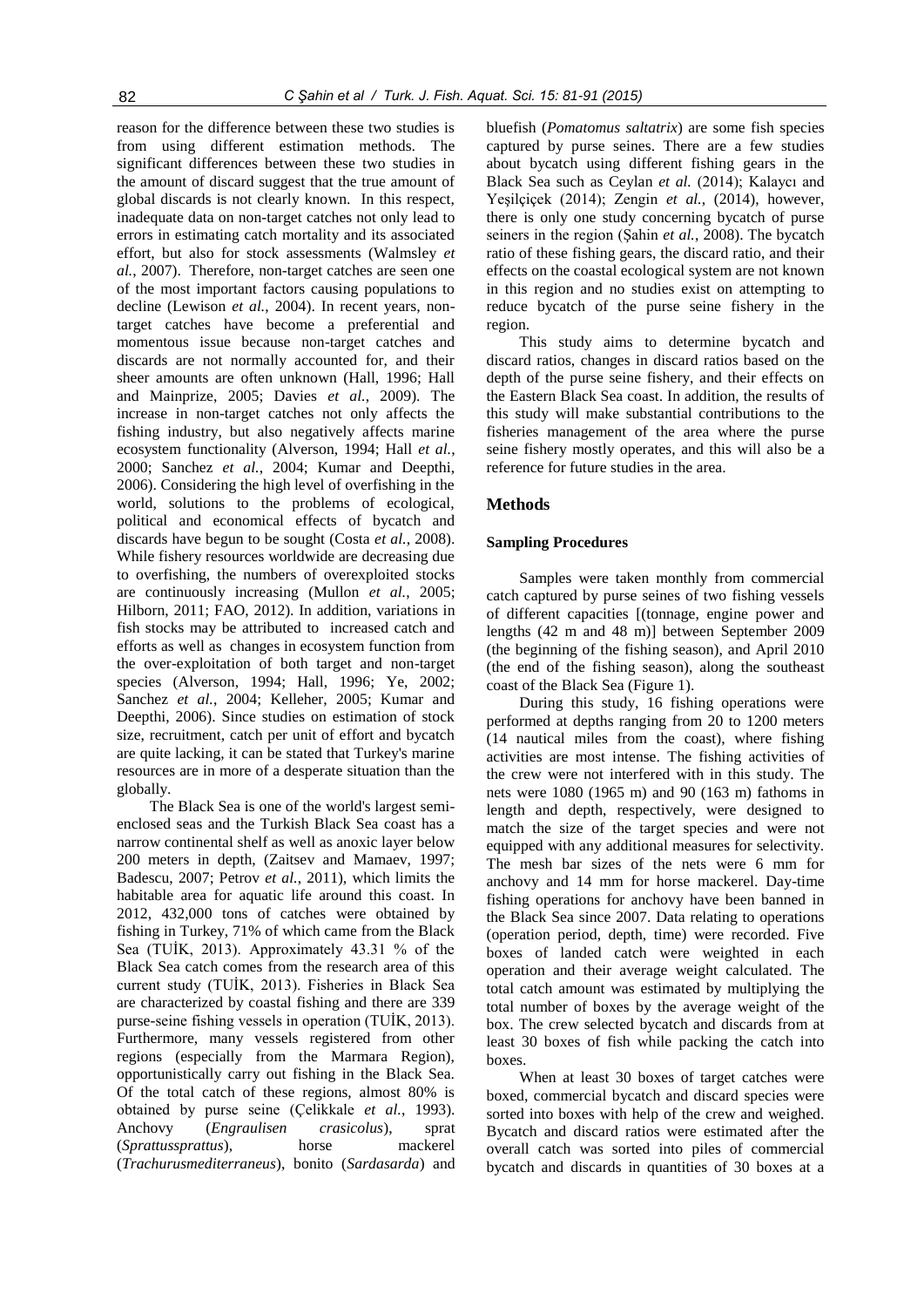reason for the difference between these two studies is from using different estimation methods. The significant differences between these two studies in the amount of discard suggest that the true amount of global discards is not clearly known. In this respect, inadequate data on non-target catches not only lead to errors in estimating catch mortality and its associated effort, but also for stock assessments (Walmsley *et al.*, 2007). Therefore, non-target catches are seen one of the most important factors causing populations to decline (Lewison *et al.*, 2004). In recent years, non-target catches have become a preferential and momentous issue because non-target catches and discards are not normally accounted for, and their sheer amounts are often unknown (Hall, 1996; Hall and Mainprize, 2005; Davies *et al.*, 2009). The increase in non-target catches not only affects the fishing industry, but also negatively affects marine ecosystem functionality (Alverson, 1994; Hall *et al.*, 2000; Sanchez *et al.*, 2004; Kumar and Deepthi, 2006). Considering the high level of overfishing in the world, solutions to the problems of ecological, political and economical effects of bycatch and discards have begun to be sought (Costa *et al.*, 2008). While fishery resources worldwide are decreasing due to overfishing, the numbers of overexploited stocks are continuously increasing (Mullon *et al.*, 2005; Hilborn, 2011; FAO, 2012). In addition, variations in fish stocks may be attributed to increased catch and efforts as well as changes in ecosystem function from the over-exploitation of both target and non-target species (Alverson, 1994; Hall, 1996; Ye, 2002; Sanchez *et al.*, 2004; Kelleher, 2005; Kumar and Deepthi, 2006). Since studies on estimation of stock size, recruitment, catch per unit of effort and bycatch are quite lacking, it can be stated that Turkey's marine resources are in more of a desperate situation than the globally.

The Black Sea is one of the world's largest semi-enclosed seas and the Turkish Black Sea coast has a narrow continental shelf as well as anoxic layer below 200 meters in depth, (Zaitsev and Mamaev, 1997; Badescu, 2007; Petrov *et al.*, 2011), which limits the habitable area for aquatic life around this coast. In 2012, 432,000 tons of catches were obtained by fishing in Turkey, 71% of which came from the Black Sea (TUİK, 2013). Approximately 43.31 % of the Black Sea catch comes from the research area of this current study (TUİK, 2013). Fisheries in Black Sea are characterized by coastal fishing and there are 339 purse-seine fishing vessels in operation (TUİK, 2013). Furthermore, many vessels registered from other regions (especially from the Marmara Region), opportunistically carry out fishing in the Black Sea. Of the total catch of these regions, almost 80% is obtained by purse seine (Çelikkale *et al.*, 1993). Anchovy (*Engraulisen crasicolus*), sprat (*Sprattussprattus*), horse mackerel (*Trachurusmediterraneus*), bonito (*Sardasarda*) and bluefish (*Pomatomus saltatrix*) are some fish species captured by purse seines. There are a few studies about bycatch using different fishing gears in the Black Sea such as Ceylan *et al.* (2014); Kalaycı and Yeşilçiçek (2014); Zengin *et al.*, (2014), however, there is only one study concerning bycatch of purse seiners in the region (Şahin *et al.*, 2008). The bycatch ratio of these fishing gears, the discard ratio, and their effects on the coastal ecological system are not known in this region and no studies exist on attempting to reduce bycatch of the purse seine fishery in the region.

This study aims to determine bycatch and discard ratios, changes in discard ratios based on the depth of the purse seine fishery, and their effects on the Eastern Black Sea coast. In addition, the results of this study will make substantial contributions to the fisheries management of the area where the purse seine fishery mostly operates, and this will also be a reference for future studies in the area.

## Methods

### Sampling Procedures

Samples were taken monthly from commercial catch captured by purse seines of two fishing vessels of different capacities [(tonnage, engine power and lengths (42 m and 48 m)] between September 2009 (the beginning of the fishing season), and April 2010 (the end of the fishing season), along the southeast coast of the Black Sea (Figure 1).

During this study, 16 fishing operations were performed at depths ranging from 20 to 1200 meters (14 nautical miles from the coast), where fishing activities are most intense. The fishing activities of the crew were not interfered with in this study. The nets were 1080 (1965 m) and 90 (163 m) fathoms in length and depth, respectively, were designed to match the size of the target species and were not equipped with any additional measures for selectivity. The mesh bar sizes of the nets were 6 mm for anchovy and 14 mm for horse mackerel. Day-time fishing operations for anchovy have been banned in the Black Sea since 2007. Data relating to operations (operation period, depth, time) were recorded. Five boxes of landed catch were weighted in each operation and their average weight calculated. The total catch amount was estimated by multiplying the total number of boxes by the average weight of the box. The crew selected bycatch and discards from at least 30 boxes of fish while packing the catch into boxes.

When at least 30 boxes of target catches were boxed, commercial bycatch and discard species were sorted into boxes with help of the crew and weighed. Bycatch and discard ratios were estimated after the overall catch was sorted into piles of commercial bycatch and discards in quantities of 30 boxes at a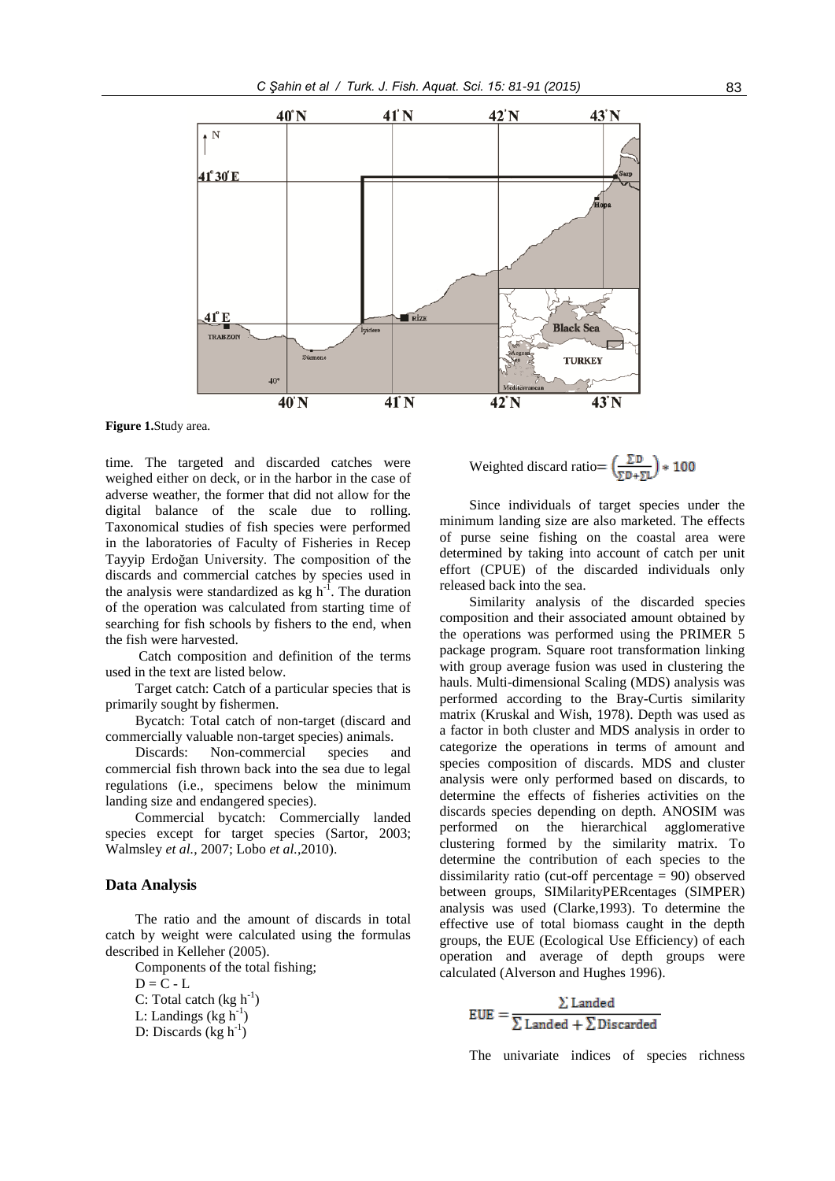Figure 1.Study area.

time. The targeted and discarded catches were weighed either on deck, or in the harbor in the case of adverse weather, the former that did not allow for the digital balance of the scale due to rolling. Taxonomical studies of fish species were performed in the laboratories of Faculty of Fisheries in Recep Tayyip Erdoğan University. The composition of the discards and commercial catches by species used in the analysis were standardized as kg $h^{-1}$. The duration of the operation was calculated from starting time of searching for fish schools by fishers to the end, when the fish were harvested.

Catch composition and definition of the terms used in the text are listed below.

Target catch: Catch of a particular species that is primarily sought by fishermen.

Bycatch: Total catch of non-target (discard and commercially valuable non-target species) animals.

Discards: Non-commercial species and commercial fish thrown back into the sea due to legal regulations (i.e., specimens below the minimum landing size and endangered species).

Commercial bycatch: Commercially landed species except for target species (Sartor, 2003; Walmsley *et al.*, 2007; Lobo *et al.*,2010).

## Data Analysis

The ratio and the amount of discards in total catch by weight were calculated using the formulas described in Kelleher (2005).

Components of the total fishing;

$D = C - L$

C: Total catch (kg $h^{-1}$)

L: Landings (kg $h^{-1}$)

D: Discards (kg $h^{-1}$)

$$\text{Weighted discard ratio} = \left(\frac{\sum D}{\sum D + \sum L}\right) * 100$$

Since individuals of target species under the minimum landing size are also marketed. The effects of purse seine fishing on the coastal area were determined by taking into account of catch per unit effort (CPUE) of the discarded individuals only released back into the sea.

Similarity analysis of the discarded species composition and their associated amount obtained by the operations was performed using the PRIMER 5 package program. Square root transformation linking with group average fusion was used in clustering the hauls. Multi-dimensional Scaling (MDS) analysis was performed according to the Bray-Curtis similarity matrix (Kruskal and Wish, 1978). Depth was used as a factor in both cluster and MDS analysis in order to categorize the operations in terms of amount and species composition of discards. MDS and cluster analysis were only performed based on discards, to determine the effects of fisheries activities on the discards species depending on depth. ANOSIM was performed on the hierarchical agglomerative clustering formed by the similarity matrix. To determine the contribution of each species to the dissimilarity ratio (cut-off percentage = 90) observed between groups, SIMilarityPERcentages (SIMPER) analysis was used (Clarke,1993). To determine the effective use of total biomass caught in the depth groups, the EUE (Ecological Use Efficiency) of each operation and average of depth groups were calculated (Alverson and Hughes 1996).

$$\text{EUE} = \frac{\sum \text{Landed}}{\sum \text{Landed} + \sum \text{Discarded}}$$

The univariate indices of species richness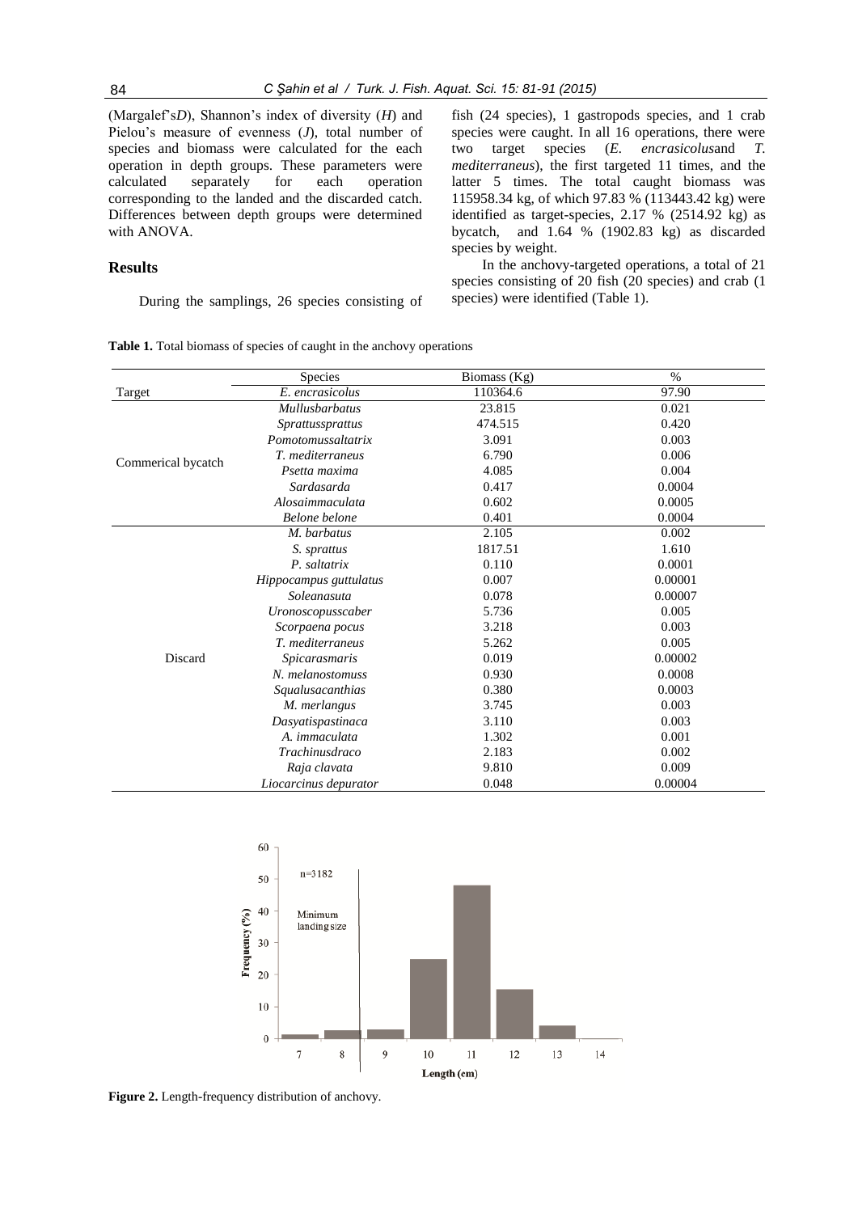(Margalef'sD), Shannon's index of diversity (*H*) and Pielou's measure of evenness (*J*), total number of species and biomass were calculated for the each operation in depth groups. These parameters were calculated separately for each operation corresponding to the landed and the discarded catch. Differences between depth groups were determined with ANOVA.

## Results

During the samplings, 26 species consisting of fish (24 species), 1 gastropods species, and 1 crab species were caught. In all 16 operations, there were two target species (*E. encrasicolus*and *T. mediterraneus*), the first targeted 11 times, and the latter 5 times. The total caught biomass was 115958.34 kg, of which 97.83 % (113443.42 kg) were identified as target-species, 2.17 % (2514.92 kg) as bycatch, and 1.64 % (1902.83 kg) as discarded species by weight.

In the anchovy-targeted operations, a total of 21 species consisting of 20 fish (20 species) and crab (1 species) were identified (Table 1).

**Table 1.** Total biomass of species of caught in the anchovy operations

| | Species | Biomass (Kg) | % |
|---|---|---|---|
| Target | *E. encrasicolus* | 110364.6 | 97.90 |
| Commerical bycatch | *Mullusbarbatus* | 23.815 | 0.021 |
| | *Sprattussprattus* | 474.515 | 0.420 |
| | *Pomotomussaltatrix* | 3.091 | 0.003 |
| | *T. mediterraneus* | 6.790 | 0.006 |
| | *Psetta maxima* | 4.085 | 0.004 |
| | *Sardasarda* | 0.417 | 0.0004 |
| | *Alosaimmaculata* | 0.602 | 0.0005 |
| | *Belone belone* | 0.401 | 0.0004 |
| Discard | *M. barbatus* | 2.105 | 0.002 |
| | *S. sprattus* | 1817.51 | 1.610 |
| | *P. saltatrix* | 0.110 | 0.0001 |
| | *Hippocampus guttulatus* | 0.007 | 0.00001 |
| | *Soleanasuta* | 0.078 | 0.00007 |
| | *Uronoscopusscaber* | 5.736 | 0.005 |
| | *Scorpaena pocus* | 3.218 | 0.003 |
| | *T. mediterraneus* | 5.262 | 0.005 |
| | *Spicarasmaris* | 0.019 | 0.00002 |
| | *N. melanostomuss* | 0.930 | 0.0008 |
| | *Squalusacanthias* | 0.380 | 0.0003 |
| | *M. merlangus* | 3.745 | 0.003 |
| | *Dasyatispastinaca* | 3.110 | 0.003 |
| | *A. immaculata* | 1.302 | 0.001 |
| | *Trachinusdraco* | 2.183 | 0.002 |
| | *Raja clavata* | 9.810 | 0.009 |
| | *Liocarcinus depurator* | 0.048 | 0.00004 |

**Figure 2.** Length-frequency distribution of anchovy.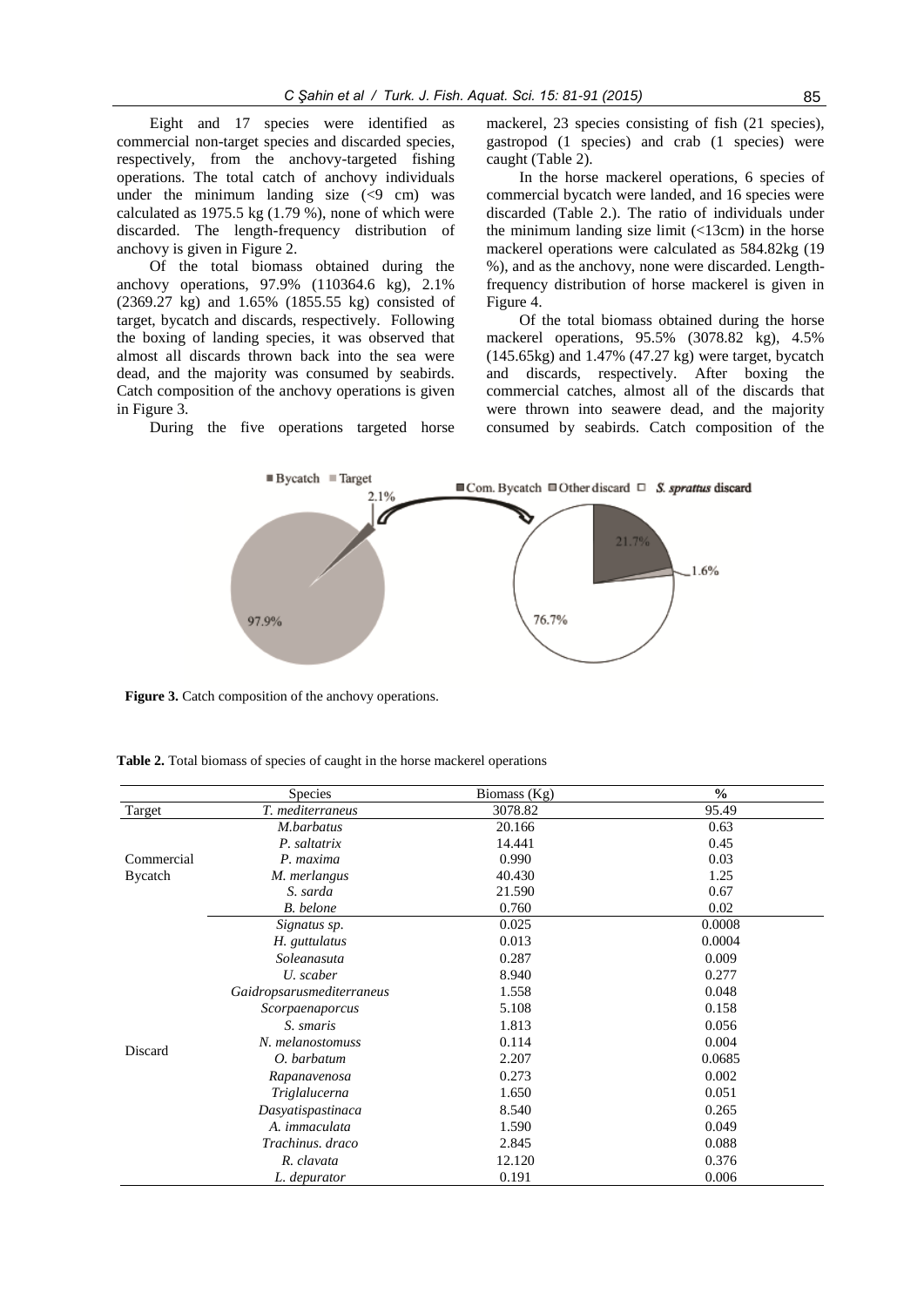Eight and 17 species were identified as commercial non-target species and discarded species, respectively, from the anchovy-targeted fishing operations. The total catch of anchovy individuals under the minimum landing size (<9 cm) was calculated as 1975.5 kg (1.79 %), none of which were discarded. The length-frequency distribution of anchovy is given in Figure 2.

Of the total biomass obtained during the anchovy operations, 97.9% (110364.6 kg), 2.1% (2369.27 kg) and 1.65% (1855.55 kg) consisted of target, bycatch and discards, respectively. Following the boxing of landing species, it was observed that almost all discards thrown back into the sea were dead, and the majority was consumed by seabirds. Catch composition of the anchovy operations is given in Figure 3.

During the five operations targeted horse mackerel, 23 species consisting of fish (21 species), gastropod (1 species) and crab (1 species) were caught (Table 2).

In the horse mackerel operations, 6 species of commercial bycatch were landed, and 16 species were discarded (Table 2.). The ratio of individuals under the minimum landing size limit (<13cm) in the horse mackerel operations were calculated as 584.82kg (19 %), and as the anchovy, none were discarded. Length-frequency distribution of horse mackerel is given in Figure 4.

Of the total biomass obtained during the horse mackerel operations, 95.5% (3078.82 kg), 4.5% (145.65kg) and 1.47% (47.27 kg) were target, bycatch and discards, respectively. After boxing the commercial catches, almost all of the discards that were thrown into seawere dead, and the majority consumed by seabirds. Catch composition of the

**Figure 3.** Catch composition of the anchovy operations.

**Table 2.** Total biomass of species of caught in the horse mackerel operations

| | Species | Biomass (Kg) | % |
|---|---|---|---|
| Target | *T. mediterraneus* | 3078.82 | 95.49 |
| Commercial Bycatch | *M.barbatus* | 20.166 | 0.63 |
| | *P. saltatrix* | 14.441 | 0.45 |
| | *P. maxima* | 0.990 | 0.03 |
| | *M. merlangus* | 40.430 | 1.25 |
| | *S. sarda* | 21.590 | 0.67 |
| | *B. belone* | 0.760 | 0.02 |
| Discard | *Signatus sp.* | 0.025 | 0.0008 |
| | *H. guttulatus* | 0.013 | 0.0004 |
| | *Soleanasuta* | 0.287 | 0.009 |
| | *U. scaber* | 8.940 | 0.277 |
| | *Gaidropsarusmediterraneus* | 1.558 | 0.048 |
| | *Scorpaenaporcus* | 5.108 | 0.158 |
| | *S. smaris* | 1.813 | 0.056 |
| | *N. melanostomuss* | 0.114 | 0.004 |
| | *O. barbatum* | 2.207 | 0.0685 |
| | *Rapanavenosa* | 0.273 | 0.002 |
| | *Triglalucerna* | 1.650 | 0.051 |
| | *Dasyatispastinaca* | 8.540 | 0.265 |
| | *A. immaculata* | 1.590 | 0.049 |
| | *Trachinus. draco* | 2.845 | 0.088 |
| | *R. clavata* | 12.120 | 0.376 |
| | *L. depurator* | 0.191 | 0.006 |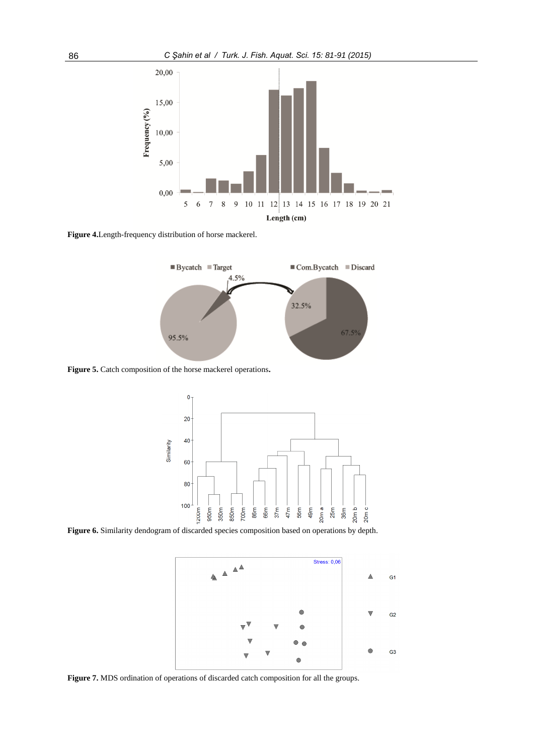Figure 4.Length-frequency distribution of horse mackerel.

Figure 5. Catch composition of the horse mackerel operations.

Figure 6. Similarity dendogram of discarded species composition based on operations by depth.

Figure 7. MDS ordination of operations of discarded catch composition for all the groups.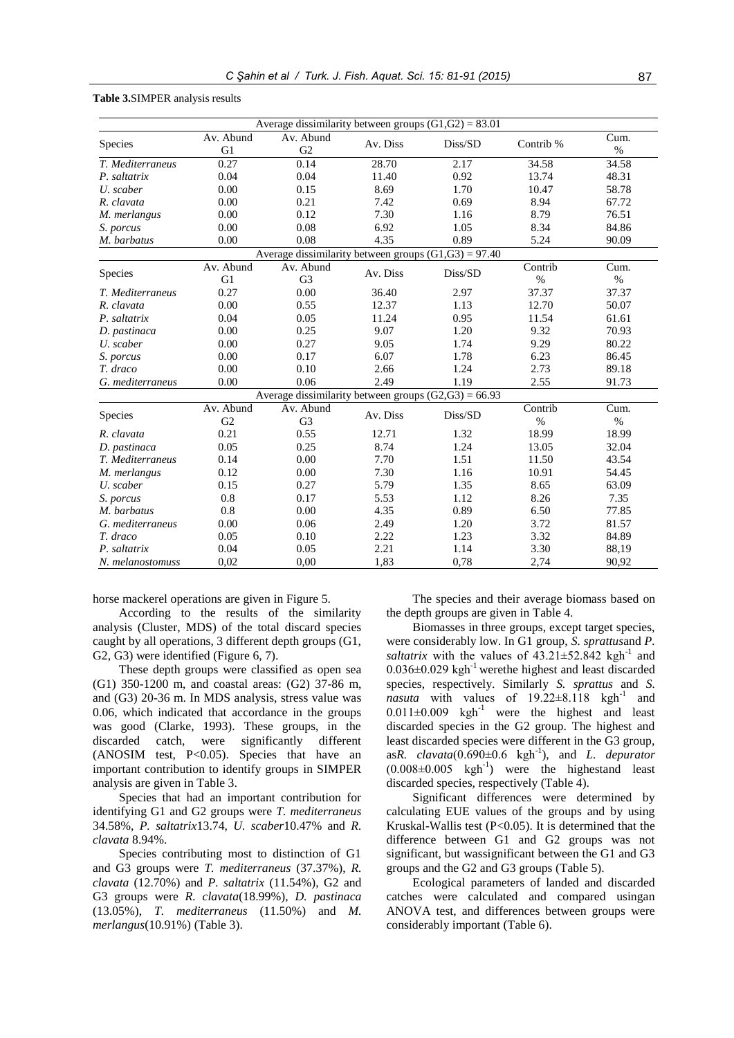**Table 3.** SIMPER analysis results

| Average dissimilarity between groups (G1,G2) = 83.01 | | | | | | |
|---|---|---|---|---|---|---|
| Species | Av. Abund G1 | Av. Abund G2 | Av. Diss | Diss/SD | Contrib % | Cum. % |
| *T. Mediterraneus* | 0.27 | 0.14 | 28.70 | 2.17 | 34.58 | 34.58 |
| *P. saltatrix* | 0.04 | 0.04 | 11.40 | 0.92 | 13.74 | 48.31 |
| *U. scaber* | 0.00 | 0.15 | 8.69 | 1.70 | 10.47 | 58.78 |
| *R. clavata* | 0.00 | 0.21 | 7.42 | 0.69 | 8.94 | 67.72 |
| *M. merlangus* | 0.00 | 0.12 | 7.30 | 1.16 | 8.79 | 76.51 |
| *S. porcus* | 0.00 | 0.08 | 6.92 | 1.05 | 8.34 | 84.86 |
| *M. barbatus* | 0.00 | 0.08 | 4.35 | 0.89 | 5.24 | 90.09 |
| **Average dissimilarity between groups (G1,G3) = 97.40** | | | | | | |
| Species | Av. Abund G1 | Av. Abund G3 | Av. Diss | Diss/SD | Contrib % | Cum. % |
| *T. Mediterraneus* | 0.27 | 0.00 | 36.40 | 2.97 | 37.37 | 37.37 |
| *R. clavata* | 0.00 | 0.55 | 12.37 | 1.13 | 12.70 | 50.07 |
| *P. saltatrix* | 0.04 | 0.05 | 11.24 | 0.95 | 11.54 | 61.61 |
| *D. pastinaca* | 0.00 | 0.25 | 9.07 | 1.20 | 9.32 | 70.93 |
| *U. scaber* | 0.00 | 0.27 | 9.05 | 1.74 | 9.29 | 80.22 |
| *S. porcus* | 0.00 | 0.17 | 6.07 | 1.78 | 6.23 | 86.45 |
| *T. draco* | 0.00 | 0.10 | 2.66 | 1.24 | 2.73 | 89.18 |
| *G. mediterraneus* | 0.00 | 0.06 | 2.49 | 1.19 | 2.55 | 91.73 |
| **Average dissimilarity between groups (G2,G3) = 66.93** | | | | | | |
| Species | Av. Abund G2 | Av. Abund G3 | Av. Diss | Diss/SD | Contrib % | Cum. % |
| *R. clavata* | 0.21 | 0.55 | 12.71 | 1.32 | 18.99 | 18.99 |
| *D. pastinaca* | 0.05 | 0.25 | 8.74 | 1.24 | 13.05 | 32.04 |
| *T. Mediterraneus* | 0.14 | 0.00 | 7.70 | 1.51 | 11.50 | 43.54 |
| *M. merlangus* | 0.12 | 0.00 | 7.30 | 1.16 | 10.91 | 54.45 |
| *U. scaber* | 0.15 | 0.27 | 5.79 | 1.35 | 8.65 | 63.09 |
| *S. porcus* | 0.8 | 0.17 | 5.53 | 1.12 | 8.26 | 7.35 |
| *M. barbatus* | 0.8 | 0.00 | 4.35 | 0.89 | 6.50 | 77.85 |
| *G. mediterraneus* | 0.00 | 0.06 | 2.49 | 1.20 | 3.72 | 81.57 |
| *T. draco* | 0.05 | 0.10 | 2.22 | 1.23 | 3.32 | 84.89 |
| *P. saltatrix* | 0.04 | 0.05 | 2.21 | 1.14 | 3.30 | 88,19 |
| *N. melanostomuss* | 0,02 | 0,00 | 1,83 | 0,78 | 2,74 | 90,92 |

horse mackerel operations are given in Figure 5.

According to the results of the similarity analysis (Cluster, MDS) of the total discard species caught by all operations, 3 different depth groups (G1, G2, G3) were identified (Figure 6, 7).

These depth groups were classified as open sea (G1) 350-1200 m, and coastal areas: (G2) 37-86 m, and (G3) 20-36 m. In MDS analysis, stress value was 0.06, which indicated that accordance in the groups was good (Clarke, 1993). These groups, in the discarded catch, were significantly different (ANOSIM test, $P<0.05$). Species that have an important contribution to identify groups in SIMPER analysis are given in Table 3.

Species that had an important contribution for identifying G1 and G2 groups were *T. mediterraneus* 34.58%, *P. saltatrix*13.74, *U. scaber*10.47% and *R. clavata* 8.94%.

Species contributing most to distinction of G1 and G3 groups were *T. mediterraneus* (37.37%), *R. clavata* (12.70%) and *P. saltatrix* (11.54%), G2 and G3 groups were *R. clavata*(18.99%), *D. pastinaca* (13.05%), *T. mediterraneus* (11.50%) and *M. merlangus*(10.91%) (Table 3).

The species and their average biomass based on the depth groups are given in Table 4.

Biomasses in three groups, except target species, were considerably low. In G1 group, *S. sprattus*and *P. saltatrix* with the values of $43.21\pm52.842$ $kgh^{-1}$ and $0.036\pm0.029$ $kgh^{-1}$ werethe highest and least discarded species, respectively. Similarly *S. sprattus* and *S. nasuta* with values of $19.22\pm8.118$ $kgh^{-1}$ and $0.011\pm0.009$ $kgh^{-1}$ were the highest and least discarded species in the G2 group. The highest and least discarded species were different in the G3 group, as*R. clavata*($0.690\pm0.6$ $kgh^{-1}$), and *L. depurator* ($0.008\pm0.005$ $kgh^{-1}$) were the higheststand least discarded species, respectively (Table 4).

Significant differences were determined by calculating EUE values of the groups and by using Kruskal-Wallis test ($P<0.05$). It is determined that the difference between G1 and G2 groups was not significant, but wassignificant between the G1 and G3 groups and the G2 and G3 groups (Table 5).

Ecological parameters of landed and discarded catches were calculated and compared usingan ANOVA test, and differences between groups were considerably important (Table 6).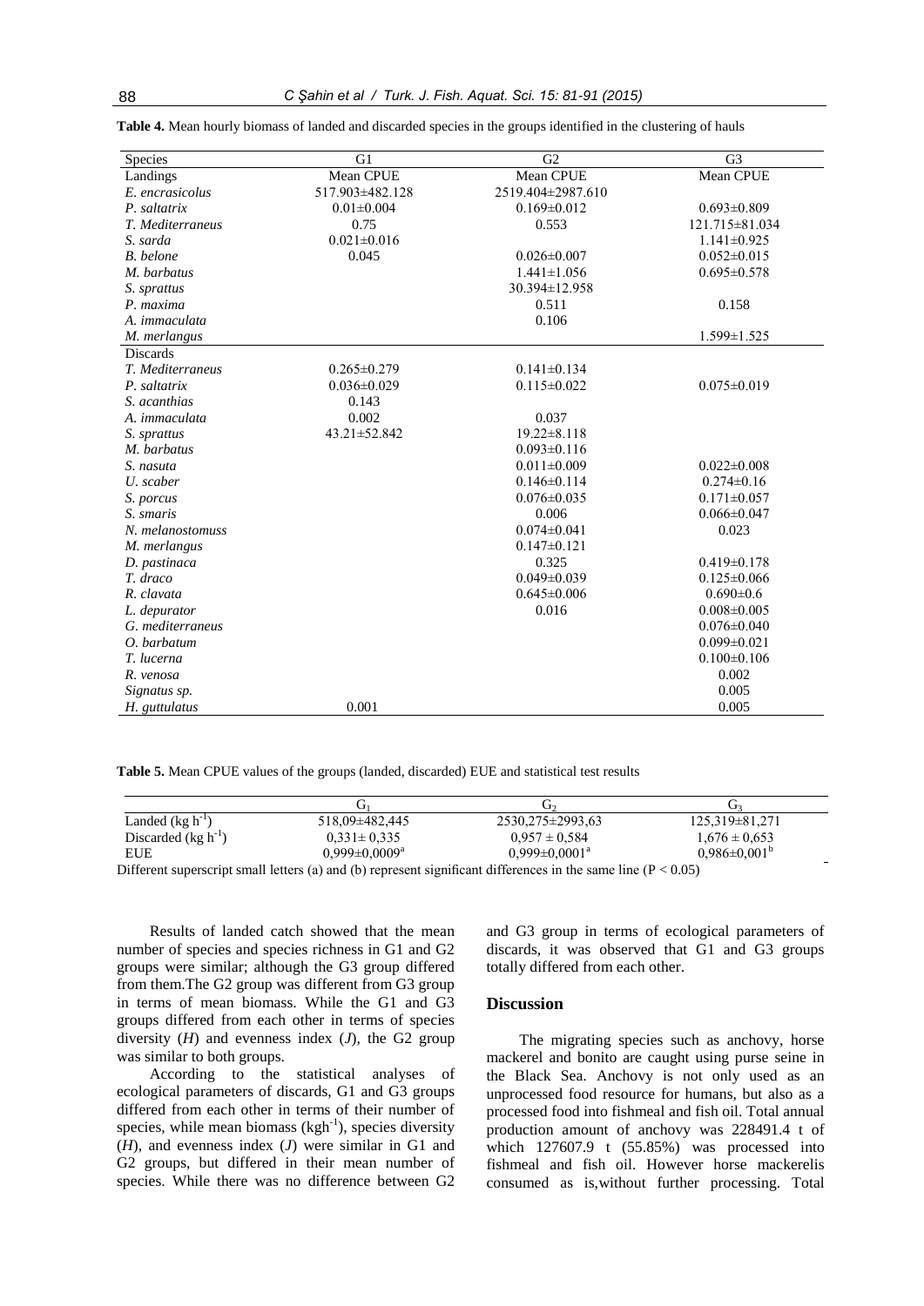**Table 4.** Mean hourly biomass of landed and discarded species in the groups identified in the clustering of hauls

| Species | G1 | G2 | G3 |
|---|---|---|---|
| Landings | Mean CPUE | Mean CPUE | Mean CPUE |
| *E. encrasicolus* | 517.903±482.128 | 2519.404±2987.610 | |
| *P. saltatrix* | 0.01±0.004 | 0.169±0.012 | 0.693±0.809 |
| *T. Mediterraneus* | 0.75 | 0.553 | 121.715±81.034 |
| *S. sarda* | 0.021±0.016 | | 1.141±0.925 |
| *B. belone* | 0.045 | 0.026±0.007 | 0.052±0.015 |
| *M. barbatus* | | 1.441±1.056 | 0.695±0.578 |
| *S. sprattus* | | 30.394±12.958 | |
| *P. maxima* | | 0.511 | 0.158 |
| *A. immaculata* | | 0.106 | |
| *M. merlangus* | | | 1.599±1.525 |
| Discards | | | |
| *T. Mediterraneus* | 0.265±0.279 | 0.141±0.134 | |
| *P. saltatrix* | 0.036±0.029 | 0.115±0.022 | 0.075±0.019 |
| *S. acanthias* | 0.143 | | |
| *A. immaculata* | 0.002 | 0.037 | |
| *S. sprattus* | 43.21±52.842 | 19.22±8.118 | |
| *M. barbatus* | | 0.093±0.116 | |
| *S. nasuta* | | 0.011±0.009 | 0.022±0.008 |
| *U. scaber* | | 0.146±0.114 | 0.274±0.16 |
| *S. porcus* | | 0.076±0.035 | 0.171±0.057 |
| *S. smaris* | | 0.006 | 0.066±0.047 |
| *N. melanostomuss* | | 0.074±0.041 | 0.023 |
| *M. merlangus* | | 0.147±0.121 | |
| *D. pastinaca* | | 0.325 | 0.419±0.178 |
| *T. draco* | | 0.049±0.039 | 0.125±0.066 |
| *R. clavata* | | 0.645±0.006 | 0.690±0.6 |
| *L. depurator* | | 0.016 | 0.008±0.005 |
| *G. mediterraneus* | | | 0.076±0.040 |
| *O. barbatum* | | | 0.099±0.021 |
| *T. lucerna* | | | 0.100±0.106 |
| *R. venosa* | | | 0.002 |
| *Signatus sp.* | | | 0.005 |
| *H. guttulatus* | 0.001 | | 0.005 |

**Table 5.** Mean CPUE values of the groups (landed, discarded) EUE and statistical test results

| | $G_1$ | $G_2$ | $G_3$ |
|---|---|---|---|
| Landed ($kg\ h^{-1}$) | 518,09±482,445 | 2530,275±2993,63 | 125,319±81,271 |
| Discarded ($kg\ h^{-1}$) | 0,331± 0,335 | 0,957 ± 0,584 | 1,676 ± 0,653 |
| EUE | 0,999±0,0009$^{a}$ | 0,999±0,0001$^{a}$ | 0,986±0,001$^{b}$ |

Different superscript small letters (a) and (b) represent significant differences in the same line ($P < 0.05$)

Results of landed catch showed that the mean number of species and species richness in G1 and G2 groups were similar; although the G3 group differed from them.The G2 group was different from G3 group in terms of mean biomass. While the G1 and G3 groups differed from each other in terms of species diversity (*H*) and evenness index (*J*), the G2 group was similar to both groups.

According to the statistical analyses of ecological parameters of discards, G1 and G3 groups differed from each other in terms of their number of species, while mean biomass ($kgh^{-1}$), species diversity (*H*), and evenness index (*J*) were similar in G1 and G2 groups, but differed in their mean number of species. While there was no difference between G2 and G3 group in terms of ecological parameters of discards, it was observed that G1 and G3 groups totally differed from each other.

## Discussion

The migrating species such as anchovy, horse mackerel and bonito are caught using purse seine in the Black Sea. Anchovy is not only used as an unprocessed food resource for humans, but also as a processed food into fishmeal and fish oil. Total annual production amount of anchovy was 228491.4 t of which 127607.9 t (55.85%) was processed into fishmeal and fish oil. However horse mackerelis consumed as is,without further processing. Total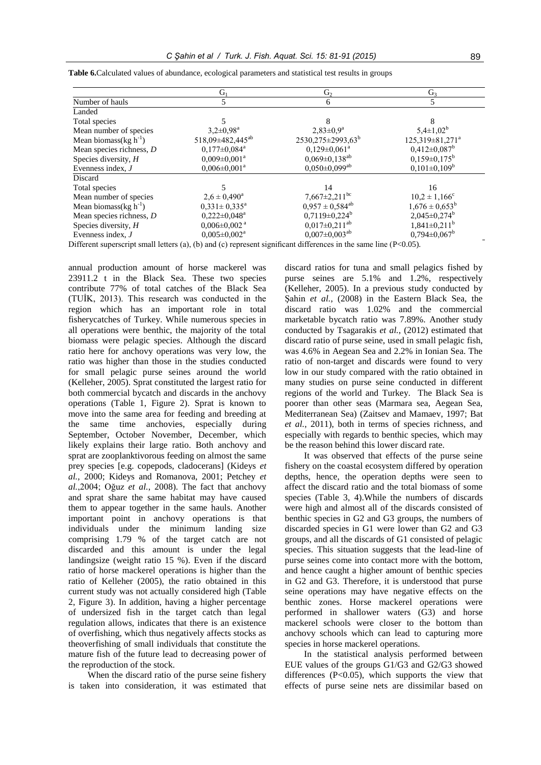**Table 6.** Calculated values of abundance, ecological parameters and statistical test results in groups

| | $G_1$ | $G_2$ | $G_3$ |
|---|---|---|---|
| Number of hauls | 5 | 6 | 5 |
| Landed | | | |
| Total species | 5 | 8 | 8 |
| Mean number of species | 3,2±0,98$^a$ | 2,83±0,9$^a$ | 5,4±1,02$^b$ |
| Mean biomass(kg $h^{-1}$) | 518,09±482,445$^{ab}$ | 2530,275±2993,63$^b$ | 125,319±81,271$^a$ |
| Mean species richness, *D* | 0,177±0,084$^a$ | 0,129±0,061$^a$ | 0,412±0,087$^b$ |
| Species diversity, *H* | 0,009±0,001$^a$ | 0,069±0,138$^{ab}$ | 0,159±0,175$^b$ |
| Evenness index, *J* | 0,006±0,001$^a$ | 0,050±0,099$^{ab}$ | 0,101±0,109$^b$ |
| Discard | | | |
| Total species | 5 | 14 | 16 |
| Mean number of species | 2,6 ± 0,490$^a$ | 7,667±2,211$^{bc}$ | 10,2 ± 1,166$^c$ |
| Mean biomass(kg $h^{-1}$) | 0,331± 0,335$^a$ | 0,957 ± 0,584$^{ab}$ | 1,676 ± 0,653$^b$ |
| Mean species richness, *D* | 0,222±0,048$^a$ | 0,7119±0,224$^b$ | 2,045±0,274$^b$ |
| Species diversity, *H* | 0,006±0,002$^a$ | 0,017±0,211$^{ab}$ | 1,841±0,211$^b$ |
| Evenness index, *J* | 0,005±0,002$^a$ | 0,007±0,003$^{ab}$ | 0,794±0,067$^b$ |

Different superscript small letters (a), (b) and (c) represent significant differences in the same line ($P<0.05$).

annual production amount of horse mackerel was 23911.2 t in the Black Sea. These two species contribute 77% of total catches of the Black Sea (TUİK, 2013). This research was conducted in the region which has an important role in total fisherycatches of Turkey. While numerous species in all operations were benthic, the majority of the total biomass were pelagic species. Although the discard ratio here for anchovy operations was very low, the ratio was higher than those in the studies conducted for small pelagic purse seines around the world (Kelleher, 2005). Sprat constituted the largest ratio for both commercial bycatch and discards in the anchovy operations (Table 1, Figure 2). Sprat is known to move into the same area for feeding and breeding at the same time anchovies, especially during September, October November, December, which likely explains their large ratio. Both anchovy and sprat are zooplanktivorous feeding on almost the same prey species [e.g. copepods, cladocerans] (Kideys *et al.*, 2000; Kideys and Romanova, 2001; Petchey *et al.*,2004; Oğuz *et al.*, 2008). The fact that anchovy and sprat share the same habitat may have caused them to appear together in the same hauls. Another important point in anchovy operations is that individuals under the minimum landing size comprising 1.79 % of the target catch are not discarded and this amount is under the legal landingsize (weight ratio 15 %). Even if the discard ratio of horse mackerel operations is higher than the ratio of Kelleher (2005), the ratio obtained in this current study was not actually considered high (Table 2, Figure 3). In addition, having a higher percentage of undersized fish in the target catch than legal regulation allows, indicates that there is an existence of overfishing, which thus negatively affects stocks as theoverfishing of small individuals that constitute the mature fish of the future lead to decreasing power of the reproduction of the stock.

When the discard ratio of the purse seine fishery is taken into consideration, it was estimated that discard ratios for tuna and small pelagics fished by purse seines are 5.1% and 1.2%, respectively (Kelleher, 2005). In a previous study conducted by Şahin *et al.*, (2008) in the Eastern Black Sea, the discard ratio was 1.02% and the commercial marketable bycatch ratio was 7.89%. Another study conducted by Tsagarakis *et al.*, (2012) estimated that discard ratio of purse seine, used in small pelagic fish, was 4.6% in Aegean Sea and 2.2% in Ionian Sea. The ratio of non-target and discards were found to very low in our study compared with the ratio obtained in many studies on purse seine conducted in different regions of the world and Turkey. The Black Sea is poorer than other seas (Marmara sea, Aegean Sea, Mediterranean Sea) (Zaitsev and Mamaev, 1997; Bat *et al.*, 2011), both in terms of species richness, and especially with regards to benthic species, which may be the reason behind this lower discard rate.

It was observed that effects of the purse seine fishery on the coastal ecosystem differed by operation depths, hence, the operation depths were seen to affect the discard ratio and the total biomass of some species (Table 3, 4).While the numbers of discards were high and almost all of the discards consisted of benthic species in G2 and G3 groups, the numbers of discarded species in G1 were lower than G2 and G3 groups, and all the discards of G1 consisted of pelagic species. This situation suggests that the lead-line of purse seines come into contact more with the bottom, and hence caught a higher amount of benthic species in G2 and G3. Therefore, it is understood that purse seine operations may have negative effects on the benthic zones. Horse mackerel operations were performed in shallower waters (G3) and horse mackerel schools were closer to the bottom than anchovy schools which can lead to capturing more species in horse mackerel operations.

In the statistical analysis performed between EUE values of the groups G1/G3 and G2/G3 showed differences ($P<0.05$), which supports the view that effects of purse seine nets are dissimilar based on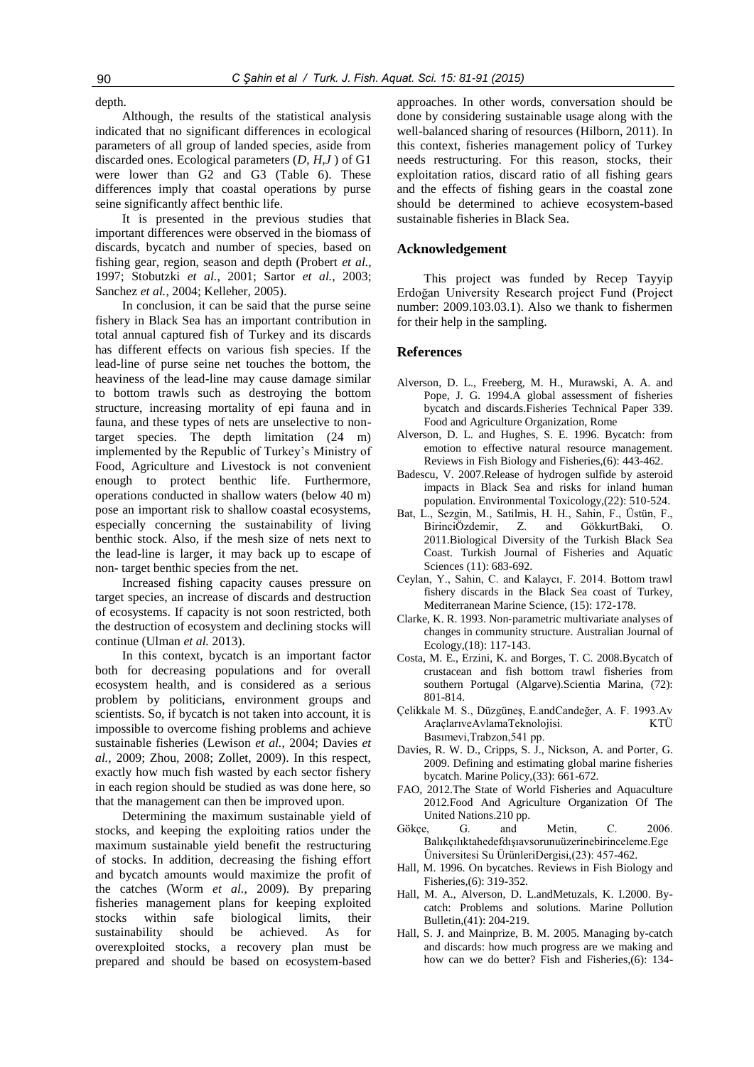depth.

Although, the results of the statistical analysis indicated that no significant differences in ecological parameters of all group of landed species, aside from discarded ones. Ecological parameters (*D*, *H*,*J* ) of G1 were lower than G2 and G3 (Table 6). These differences imply that coastal operations by purse seine significantly affect benthic life.

It is presented in the previous studies that important differences were observed in the biomass of discards, bycatch and number of species, based on fishing gear, region, season and depth (Probert *et al.*, 1997; Stobutzki *et al.*, 2001; Sartor *et al.*, 2003; Sanchez *et al.*, 2004; Kelleher, 2005).

In conclusion, it can be said that the purse seine fishery in Black Sea has an important contribution in total annual captured fish of Turkey and its discards has different effects on various fish species. If the lead-line of purse seine net touches the bottom, the heaviness of the lead-line may cause damage similar to bottom trawls such as destroying the bottom structure, increasing mortality of epi fauna and in fauna, and these types of nets are unselective to non-target species. The depth limitation (24 m) implemented by the Republic of Turkey's Ministry of Food, Agriculture and Livestock is not convenient enough to protect benthic life. Furthermore, operations conducted in shallow waters (below 40 m) pose an important risk to shallow coastal ecosystems, especially concerning the sustainability of living benthic stock. Also, if the mesh size of nets next to the lead-line is larger, it may back up to escape of non- target benthic species from the net.

Increased fishing capacity causes pressure on target species, an increase of discards and destruction of ecosystems. If capacity is not soon restricted, both the destruction of ecosystem and declining stocks will continue (Ulman *et al.* 2013).

In this context, bycatch is an important factor both for decreasing populations and for overall ecosystem health, and is considered as a serious problem by politicians, environment groups and scientists. So, if bycatch is not taken into account, it is impossible to overcome fishing problems and achieve sustainable fisheries (Lewison *et al.*, 2004; Davies *et al.*, 2009; Zhou, 2008; Zollet, 2009). In this respect, exactly how much fish wasted by each sector fishery in each region should be studied as was done here, so that the management can then be improved upon.

Determining the maximum sustainable yield of stocks, and keeping the exploiting ratios under the maximum sustainable yield benefit the restructuring of stocks. In addition, decreasing the fishing effort and bycatch amounts would maximize the profit of the catches (Worm *et al.*, 2009). By preparing fisheries management plans for keeping exploited stocks within safe biological limits, their sustainability should be achieved. As for overexploited stocks, a recovery plan must be prepared and should be based on ecosystem-based approaches. In other words, conversation should be done by considering sustainable usage along with the well-balanced sharing of resources (Hilborn, 2011). In this context, fisheries management policy of Turkey needs restructuring. For this reason, stocks, their exploitation ratios, discard ratio of all fishing gears and the effects of fishing gears in the coastal zone should be determined to achieve ecosystem-based sustainable fisheries in Black Sea.

## Acknowledgement

This project was funded by Recep Tayyip Erdoğan University Research project Fund (Project number: 2009.103.03.1). Also we thank to fishermen for their help in the sampling.

## References

Alverson, D. L., Freeberg, M. H., Murawski, A. A. and Pope, J. G. 1994.A global assessment of fisheries bycatch and discards.Fisheries Technical Paper 339. Food and Agriculture Organization, Rome

Alverson, D. L. and Hughes, S. E. 1996. Bycatch: from emotion to effective natural resource management. Reviews in Fish Biology and Fisheries,(6): 443-462.

Badescu, V. 2007.Release of hydrogen sulfide by asteroid impacts in Black Sea and risks for inland human population. Environmental Toxicology,(22): 510-524.

Bat, L., Sezgin, M., Satilmis, H. H., Sahin, F., Üstün, F., BirinciÖzdemir, Z. and GökkurtBaki, O. 2011.Biological Diversity of the Turkish Black Sea Coast. Turkish Journal of Fisheries and Aquatic Sciences (11): 683-692.

Ceylan, Y., Sahin, C. and Kalaycı, F. 2014. Bottom trawl fishery discards in the Black Sea coast of Turkey, Mediterranean Marine Science, (15): 172-178.

Clarke, K. R. 1993. Non-parametric multivariate analyses of changes in community structure. Australian Journal of Ecology,(18): 117-143.

Costa, M. E., Erzini, K. and Borges, T. C. 2008.Bycatch of crustacean and fish bottom trawl fisheries from southern Portugal (Algarve).Scientia Marina, (72): 801-814.

Çelikkale M. S., Düzgüneş, E.andCandeğer, A. F. 1993.Av AraçlarıveAvlamaTeknolojisi. KTÜ Basımevi,Trabzon,541 pp.

Davies, R. W. D., Cripps, S. J., Nickson, A. and Porter, G. 2009. Defining and estimating global marine fisheries bycatch. Marine Policy,(33): 661-672.

FAO, 2012.The State of World Fisheries and Aquaculture 2012.Food And Agriculture Organization Of The United Nations.210 pp.

Gökçe, G. and Metin, C. 2006. Balıkçılıktahedefdışıavsorunuüzerinebirinceleme.Ege Üniversitesi Su ÜrünleriDergisi,(23): 457-462.

Hall, M. 1996. On bycatches. Reviews in Fish Biology and Fisheries,(6): 319-352.

Hall, M. A., Alverson, D. L.andMetuzals, K. I.2000. By-catch: Problems and solutions. Marine Pollution Bulletin,(41): 204-219.

Hall, S. J. and Mainprize, B. M. 2005. Managing by-catch and discards: how much progress are we making and how can we do better? Fish and Fisheries,(6): 134-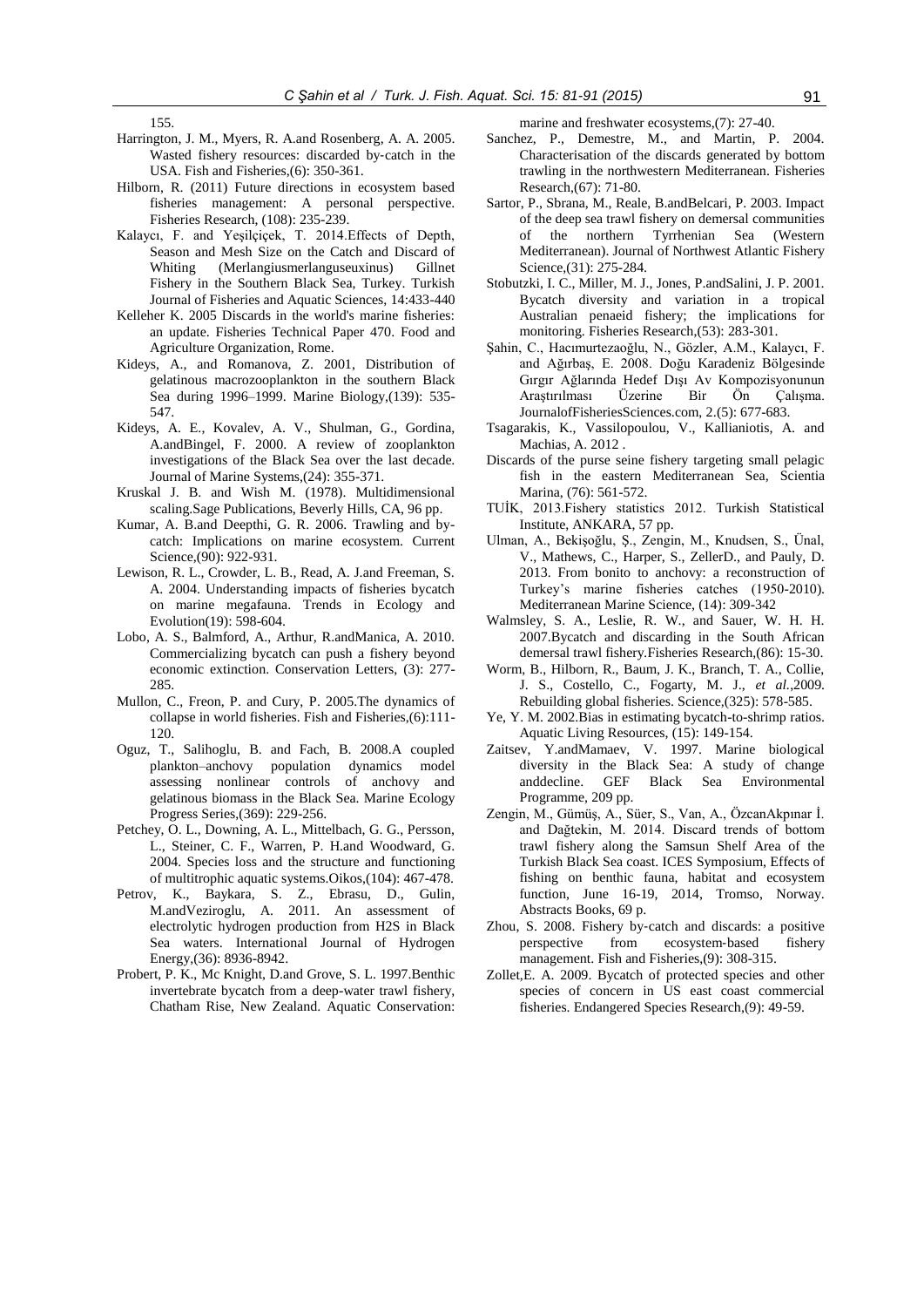155.

Harrington, J. M., Myers, R. A.and Rosenberg, A. A. 2005. Wasted fishery resources: discarded by‐catch in the USA. Fish and Fisheries,(6): 350-361.

Hilborn, R. (2011) Future directions in ecosystem based fisheries management: A personal perspective. Fisheries Research, (108): 235-239.

Kalaycı, F. and Yeşilçiçek, T. 2014.Effects of Depth, Season and Mesh Size on the Catch and Discard of Whiting (Merlangiusmerlanguseuxinus) Gillnet Fishery in the Southern Black Sea, Turkey. Turkish Journal of Fisheries and Aquatic Sciences, 14:433-440

Kelleher K. 2005 Discards in the world's marine fisheries: an update. Fisheries Technical Paper 470. Food and Agriculture Organization, Rome.

Kideys, A., and Romanova, Z. 2001, Distribution of gelatinous macrozooplankton in the southern Black Sea during 1996–1999. Marine Biology,(139): 535-547.

Kideys, A. E., Kovalev, A. V., Shulman, G., Gordina, A.andBingel, F. 2000. A review of zooplankton investigations of the Black Sea over the last decade. Journal of Marine Systems,(24): 355-371.

Kruskal J. B. and Wish M. (1978). Multidimensional scaling.Sage Publications, Beverly Hills, CA, 96 pp.

Kumar, A. B.and Deepthi, G. R. 2006. Trawling and by-catch: Implications on marine ecosystem. Current Science,(90): 922-931.

Lewison, R. L., Crowder, L. B., Read, A. J.and Freeman, S. A. 2004. Understanding impacts of fisheries bycatch on marine megafauna. Trends in Ecology and Evolution(19): 598-604.

Lobo, A. S., Balmford, A., Arthur, R.andManica, A. 2010. Commercializing bycatch can push a fishery beyond economic extinction. Conservation Letters, (3): 277-285.

Mullon, C., Freon, P. and Cury, P. 2005.The dynamics of collapse in world fisheries. Fish and Fisheries,(6):111-120.

Oguz, T., Salihoglu, B. and Fach, B. 2008.A coupled plankton–anchovy population dynamics model assessing nonlinear controls of anchovy and gelatinous biomass in the Black Sea. Marine Ecology Progress Series,(369): 229-256.

Petchey, O. L., Downing, A. L., Mittelbach, G. G., Persson, L., Steiner, C. F., Warren, P. H.and Woodward, G. 2004. Species loss and the structure and functioning of multitrophic aquatic systems.Oikos,(104): 467-478.

Petrov, K., Baykara, S. Z., Ebrasu, D., Gulin, M.andVeziroglu, A. 2011. An assessment of electrolytic hydrogen production from H2S in Black Sea waters. International Journal of Hydrogen Energy,(36): 8936-8942.

Probert, P. K., Mc Knight, D.and Grove, S. L. 1997.Benthic invertebrate bycatch from a deep-water trawl fishery, Chatham Rise, New Zealand. Aquatic Conservation: marine and freshwater ecosystems,(7): 27-40.

Sanchez, P., Demestre, M., and Martin, P. 2004. Characterisation of the discards generated by bottom trawling in the northwestern Mediterranean. Fisheries Research,(67): 71-80.

Sartor, P., Sbrana, M., Reale, B.andBelcari, P. 2003. Impact of the deep sea trawl fishery on demersal communities of the northern Tyrrhenian Sea (Western Mediterranean). Journal of Northwest Atlantic Fishery Science,(31): 275-284.

Stobutzki, I. C., Miller, M. J., Jones, P.andSalini, J. P. 2001. Bycatch diversity and variation in a tropical Australian penaeid fishery; the implications for monitoring. Fisheries Research,(53): 283-301.

Şahin, C., Hacımurtezaoğlu, N., Gözler, A.M., Kalaycı, F. and Ağırbaş, E. 2008. Doğu Karadeniz Bölgesinde Gırgır Ağlarında Hedef Dışı Av Kompozisyonunun Araştırılması Üzerine Bir Ön Çalışma. JournalofFisheriesSciences.com, 2.(5): 677-683.

Tsagarakis, K., Vassilopoulou, V., Kallianiotis, A. and Machias, A. 2012 .

Discards of the purse seine fishery targeting small pelagic fish in the eastern Mediterranean Sea, Scientia Marina, (76): 561-572.

TUİK, 2013.Fishery statistics 2012. Turkish Statistical Institute, ANKARA, 57 pp.

Ulman, A., Bekişoğlu, Ş., Zengin, M., Knudsen, S., Ünal, V., Mathews, C., Harper, S., ZellerD., and Pauly, D. 2013. From bonito to anchovy: a reconstruction of Turkey's marine fisheries catches (1950-2010). Mediterranean Marine Science, (14): 309-342

Walmsley, S. A., Leslie, R. W., and Sauer, W. H. H. 2007.Bycatch and discarding in the South African demersal trawl fishery.Fisheries Research,(86): 15-30.

Worm, B., Hilborn, R., Baum, J. K., Branch, T. A., Collie, J. S., Costello, C., Fogarty, M. J., *et al.*,2009. Rebuilding global fisheries. Science,(325): 578-585.

Ye, Y. M. 2002.Bias in estimating bycatch-to-shrimp ratios. Aquatic Living Resources, (15): 149-154.

Zaitsev, Y.andMamaev, V. 1997. Marine biological diversity in the Black Sea: A study of change anddecline. GEF Black Sea Environmental Programme, 209 pp.

Zengin, M., Gümüş, A., Süer, S., Van, A., ÖzcanAkpınar İ. and Dağtekin, M. 2014. Discard trends of bottom trawl fishery along the Samsun Shelf Area of the Turkish Black Sea coast. ICES Symposium, Effects of fishing on benthic fauna, habitat and ecosystem function, June 16-19, 2014, Tromso, Norway. Abstracts Books, 69 p.

Zhou, S. 2008. Fishery by‐catch and discards: a positive perspective from ecosystem‐based fishery management. Fish and Fisheries,(9): 308-315.

Zollet,E. A. 2009. Bycatch of protected species and other species of concern in US east coast commercial fisheries. Endangered Species Research,(9): 49-59.